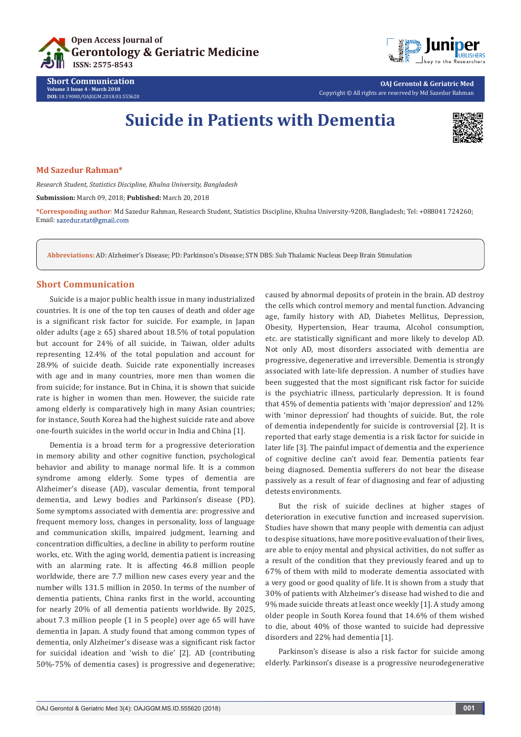# Suicide in Patients with Dementia

**Md Sazedur Rahman***

*Research Student, Statistics Discipline, Khulna University, Bangladesh*

**Submission:** March 09, 2018; **Published:** March 20, 2018

***Corresponding author**: Md Sazedur Rahman, Research Student, Statistics Discipline, Khulna University-9208, Bangladesh; Tel: +088041 724260; Email: sazedur.stat@gmail.com

**Abbreviations:** AD: Alzheimer's Disease; PD: Parkinson's Disease; STN DBS: Sub Thalamic Nucleus Deep Brain Stimulation

## Short Communication

Suicide is a major public health issue in many industrialized countries. It is one of the top ten causes of death and older age is a significant risk factor for suicide. For example, in Japan older adults (age ≥ 65) shared about 18.5% of total population but account for 24% of all suicide, in Taiwan, older adults representing 12.4% of the total population and account for 28.9% of suicide death. Suicide rate exponentially increases with age and in many countries, more men than women die from suicide; for instance. But in China, it is shown that suicide rate is higher in women than men. However, the suicide rate among elderly is comparatively high in many Asian countries; for instance, South Korea had the highest suicide rate and above one-fourth suicides in the world occur in India and China [1].

Dementia is a broad term for a progressive deterioration in memory ability and other cognitive function, psychological behavior and ability to manage normal life. It is a common syndrome among elderly. Some types of dementia are Alzheimer's disease (AD), vascular dementia, front temporal dementia, and Lewy bodies and Parkinson's disease (PD). Some symptoms associated with dementia are: progressive and frequent memory loss, changes in personality, loss of language and communication skills, impaired judgment, learning and concentration difficulties, a decline in ability to perform routine works, etc. With the aging world, dementia patient is increasing with an alarming rate. It is affecting 46.8 million people worldwide, there are 7.7 million new cases every year and the number wills 131.5 million in 2050. In terms of the number of dementia patients, China ranks first in the world, accounting for nearly 20% of all dementia patients worldwide. By 2025, about 7.3 million people (1 in 5 people) over age 65 will have dementia in Japan. A study found that among common types of dementia, only Alzheimer's disease was a significant risk factor for suicidal ideation and 'wish to die' [2]. AD (contributing 50%-75% of dementia cases) is progressive and degenerative; caused by abnormal deposits of protein in the brain. AD destroy the cells which control memory and mental function. Advancing age, family history with AD, Diabetes Mellitus, Depression, Obesity, Hypertension, Hear trauma, Alcohol consumption, etc. are statistically significant and more likely to develop AD. Not only AD, most disorders associated with dementia are progressive, degenerative and irreversible. Dementia is strongly associated with late-life depression. A number of studies have been suggested that the most significant risk factor for suicide is the psychiatric illness, particularly depression. It is found that 45% of dementia patients with 'major depression' and 12% with 'minor depression' had thoughts of suicide. But, the role of dementia independently for suicide is controversial [2]. It is reported that early stage dementia is a risk factor for suicide in later life [3]. The painful impact of dementia and the experience of cognitive decline can't avoid fear. Dementia patients fear being diagnosed. Dementia sufferers do not bear the disease passively as a result of fear of diagnosing and fear of adjusting detests environments.

But the risk of suicide declines at higher stages of deterioration in executive function and increased supervision. Studies have shown that many people with dementia can adjust to despise situations, have more positive evaluation of their lives, are able to enjoy mental and physical activities, do not suffer as a result of the condition that they previously feared and up to 67% of them with mild to moderate dementia associated with a very good or good quality of life. It is shown from a study that 30% of patients with Alzheimer's disease had wished to die and 9% made suicide threats at least once weekly [1]. A study among older people in South Korea found that 14.6% of them wished to die, about 40% of those wanted to suicide had depressive disorders and 22% had dementia [1].

Parkinson's disease is also a risk factor for suicide among elderly. Parkinson's disease is a progressive neurodegenerative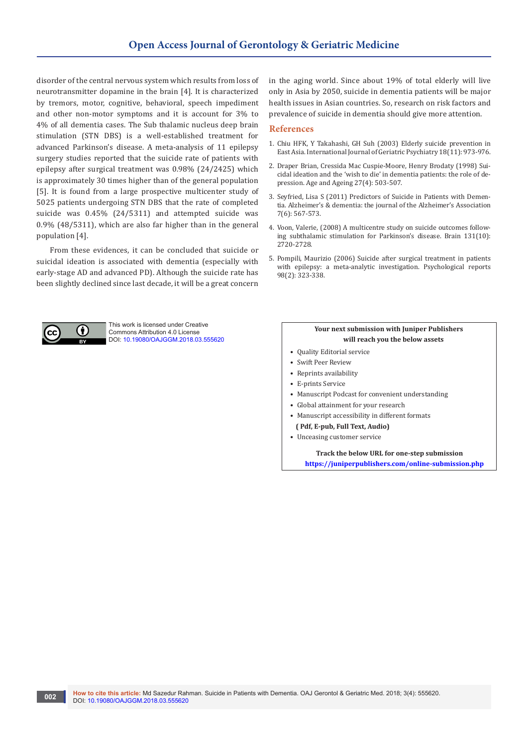disorder of the central nervous system which results from loss of neurotransmitter dopamine in the brain [4]. It is characterized by tremors, motor, cognitive, behavioral, speech impediment and other non-motor symptoms and it is account for 3% to 4% of all dementia cases. The Sub thalamic nucleus deep brain stimulation (STN DBS) is a well-established treatment for advanced Parkinson's disease. A meta-analysis of 11 epilepsy surgery studies reported that the suicide rate of patients with epilepsy after surgical treatment was 0.98% (24/2425) which is approximately 30 times higher than of the general population [5]. It is found from a large prospective multicenter study of 5025 patients undergoing STN DBS that the rate of completed suicide was 0.45% (24/5311) and attempted suicide was 0.9% (48/5311), which are also far higher than in the general population [4].

From these evidences, it can be concluded that suicide or suicidal ideation is associated with dementia (especially with early-stage AD and advanced PD). Although the suicide rate has been slightly declined since last decade, it will be a great concern in the aging world. Since about 19% of total elderly will live only in Asia by 2050, suicide in dementia patients will be major health issues in Asian countries. So, research on risk factors and prevalence of suicide in dementia should give more attention.

## References

1. Chiu HFK, Y Takahashi, GH Suh (2003) Elderly suicide prevention in East Asia. International Journal of Geriatric Psychiatry 18(11): 973-976.
2. Draper Brian, Cressida Mac Cuspie-Moore, Henry Brodaty (1998) Suicidal ideation and the 'wish to die' in dementia patients: the role of depression. Age and Ageing 27(4): 503-507.
3. Seyfried, Lisa S (2011) Predictors of Suicide in Patients with Dementia. Alzheimer's & dementia: the journal of the Alzheimer's Association 7(6): 567-573.
4. Voon, Valerie, (2008) A multicentre study on suicide outcomes following subthalamic stimulation for Parkinson's disease. Brain 131(10): 2720-2728.
5. Pompili, Maurizio (2006) Suicide after surgical treatment in patients with epilepsy: a meta-analytic investigation. Psychological reports 98(2): 323-338.

This work is licensed under Creative Commons Attribution 4.0 License
DOI: 10.19080/OAJGGM.2018.03.555620

**Your next submission with Juniper Publishers will reach you the below assets**

- Quality Editorial service
- Swift Peer Review
- Reprints availability
- E-prints Service
- Manuscript Podcast for convenient understanding
- Global attainment for your research
- Manuscript accessibility in different formats

  **( Pdf, E-pub, Full Text, Audio)**
- Unceasing customer service

**Track the below URL for one-step submission**
https://juniperpublishers.com/online-submission.php

**How to cite this article:** Md Sazedur Rahman. Suicide in Patients with Dementia. OAJ Gerontol & Geriatric Med. 2018; 3(4): 555620. DOI: 10.19080/OAJGGM.2018.03.555620